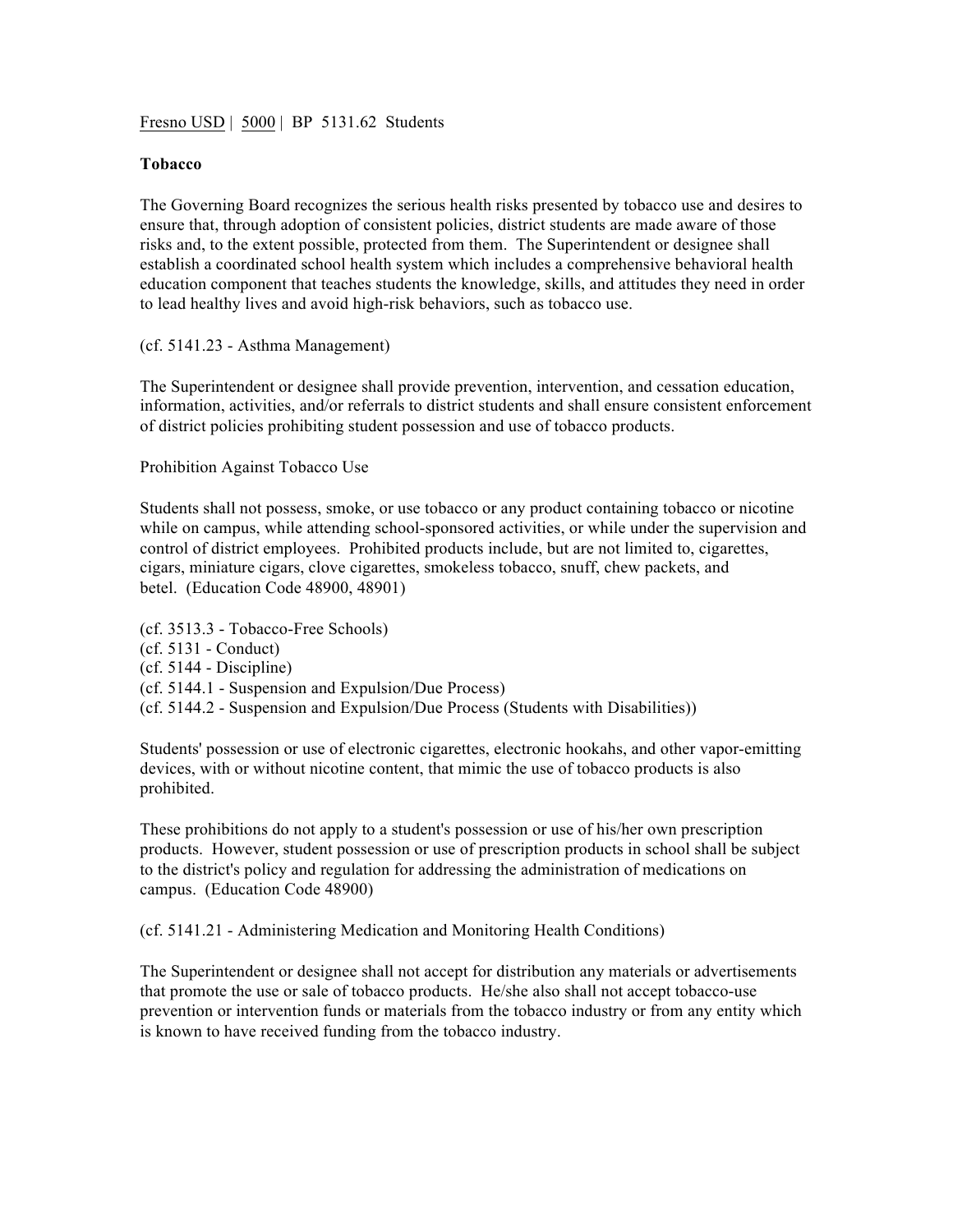Fresno USD | 5000 | BP 5131.62 Students

**Tobacco**

The Governing Board recognizes the serious health risks presented by tobacco use and desires to ensure that, through adoption of consistent policies, district students are made aware of those risks and, to the extent possible, protected from them. The Superintendent or designee shall establish a coordinated school health system which includes a comprehensive behavioral health education component that teaches students the knowledge, skills, and attitudes they need in order to lead healthy lives and avoid high-risk behaviors, such as tobacco use.

(cf. 5141.23 - Asthma Management)

The Superintendent or designee shall provide prevention, intervention, and cessation education, information, activities, and/or referrals to district students and shall ensure consistent enforcement of district policies prohibiting student possession and use of tobacco products.

Prohibition Against Tobacco Use

Students shall not possess, smoke, or use tobacco or any product containing tobacco or nicotine while on campus, while attending school-sponsored activities, or while under the supervision and control of district employees. Prohibited products include, but are not limited to, cigarettes, cigars, miniature cigars, clove cigarettes, smokeless tobacco, snuff, chew packets, and betel. (Education Code 48900, 48901)

(cf. 3513.3 - Tobacco-Free Schools)
(cf. 5131 - Conduct)
(cf. 5144 - Discipline)
(cf. 5144.1 - Suspension and Expulsion/Due Process)
(cf. 5144.2 - Suspension and Expulsion/Due Process (Students with Disabilities))

Students' possession or use of electronic cigarettes, electronic hookahs, and other vapor-emitting devices, with or without nicotine content, that mimic the use of tobacco products is also prohibited.

These prohibitions do not apply to a student's possession or use of his/her own prescription products. However, student possession or use of prescription products in school shall be subject to the district's policy and regulation for addressing the administration of medications on campus. (Education Code 48900)

(cf. 5141.21 - Administering Medication and Monitoring Health Conditions)

The Superintendent or designee shall not accept for distribution any materials or advertisements that promote the use or sale of tobacco products. He/she also shall not accept tobacco-use prevention or intervention funds or materials from the tobacco industry or from any entity which is known to have received funding from the tobacco industry.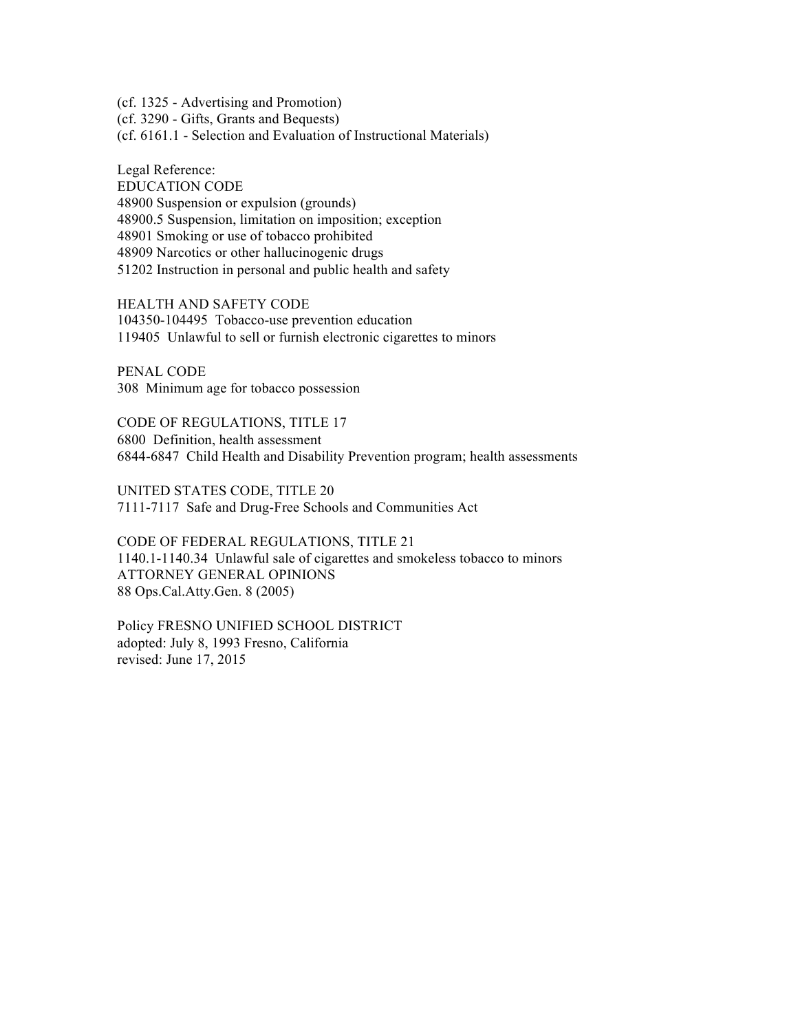(cf. 1325 - Advertising and Promotion)
(cf. 3290 - Gifts, Grants and Bequests)
(cf. 6161.1 - Selection and Evaluation of Instructional Materials)

Legal Reference:
EDUCATION CODE
48900 Suspension or expulsion (grounds)
48900.5 Suspension, limitation on imposition; exception
48901 Smoking or use of tobacco prohibited
48909 Narcotics or other hallucinogenic drugs
51202 Instruction in personal and public health and safety

HEALTH AND SAFETY CODE
104350-104495 Tobacco-use prevention education
119405 Unlawful to sell or furnish electronic cigarettes to minors

PENAL CODE
308 Minimum age for tobacco possession

CODE OF REGULATIONS, TITLE 17
6800 Definition, health assessment
6844-6847 Child Health and Disability Prevention program; health assessments

UNITED STATES CODE, TITLE 20
7111-7117 Safe and Drug-Free Schools and Communities Act

CODE OF FEDERAL REGULATIONS, TITLE 21
1140.1-1140.34 Unlawful sale of cigarettes and smokeless tobacco to minors
ATTORNEY GENERAL OPINIONS
88 Ops.Cal.Atty.Gen. 8 (2005)

Policy FRESNO UNIFIED SCHOOL DISTRICT
adopted: July 8, 1993 Fresno, California
revised: June 17, 2015